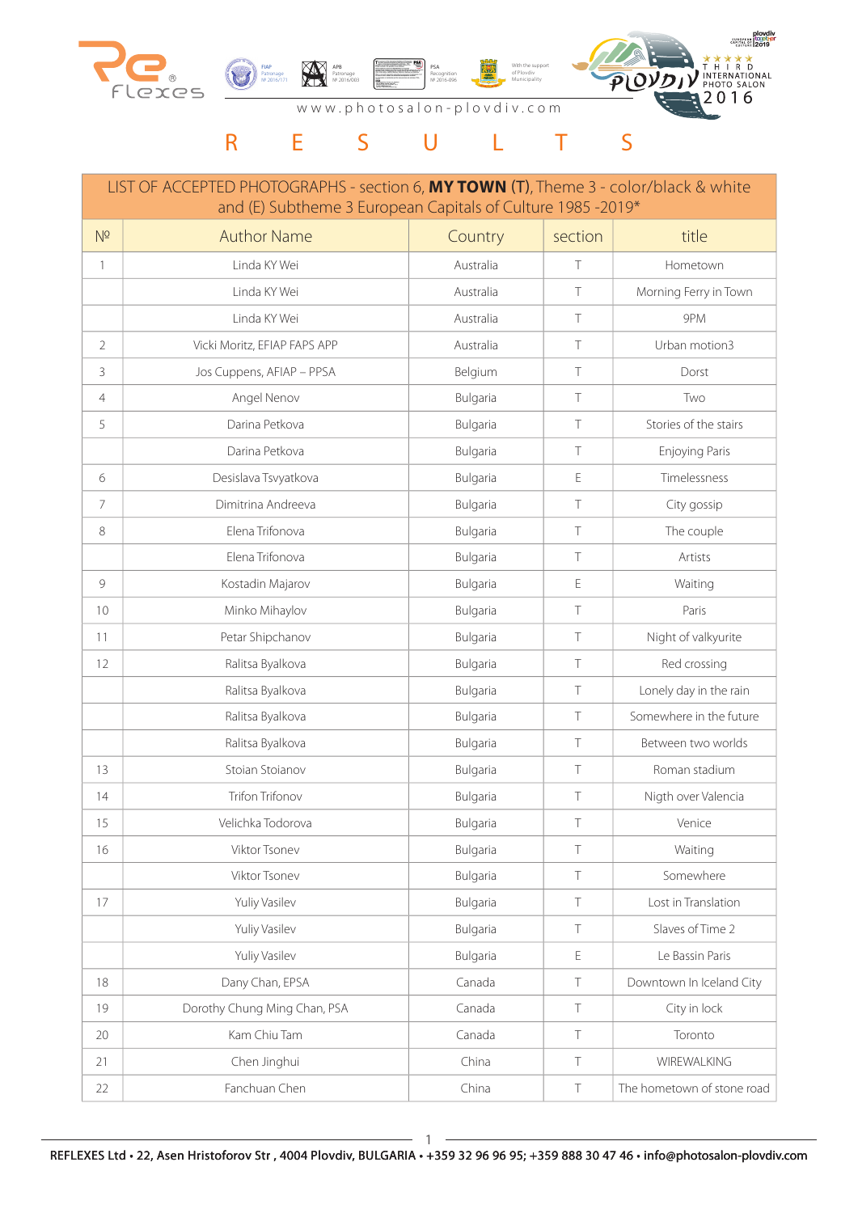www.photosalon-plovdiv.com

# R E S U L T S

| LIST OF ACCEPTED PHOTOGRAPHS - section 6, **MY TOWN** (T), Theme 3 - color/black & white and (E) Subtheme 3 European Capitals of Culture 1985 -2019* | | | | |
|---|---|---|---|---|
| № | Author Name | Country | section | title |
| 1 | Linda KY Wei | Australia | T | Hometown |
| | Linda KY Wei | Australia | T | Morning Ferry in Town |
| | Linda KY Wei | Australia | T | 9PM |
| 2 | Vicki Moritz, EFIAP FAPS APP | Australia | T | Urban motion3 |
| 3 | Jos Cuppens, AFIAP – PPSA | Belgium | T | Dorst |
| 4 | Angel Nenov | Bulgaria | T | Two |
| 5 | Darina Petkova | Bulgaria | T | Stories of the stairs |
| | Darina Petkova | Bulgaria | T | Enjoying Paris |
| 6 | Desislava Tsvyatkova | Bulgaria | E | Timelessness |
| 7 | Dimitrina Andreeva | Bulgaria | T | City gossip |
| 8 | Elena Trifonova | Bulgaria | T | The couple |
| | Elena Trifonova | Bulgaria | T | Artists |
| 9 | Kostadin Majarov | Bulgaria | E | Waiting |
| 10 | Minko Mihaylov | Bulgaria | T | Paris |
| 11 | Petar Shipchanov | Bulgaria | T | Night of valkyurite |
| 12 | Ralitsa Byalkova | Bulgaria | T | Red crossing |
| | Ralitsa Byalkova | Bulgaria | T | Lonely day in the rain |
| | Ralitsa Byalkova | Bulgaria | T | Somewhere in the future |
| | Ralitsa Byalkova | Bulgaria | T | Between two worlds |
| 13 | Stoian Stoianov | Bulgaria | T | Roman stadium |
| 14 | Trifon Trifonov | Bulgaria | T | Nigth over Valencia |
| 15 | Velichka Todorova | Bulgaria | T | Venice |
| 16 | Viktor Tsonev | Bulgaria | T | Waiting |
| | Viktor Tsonev | Bulgaria | T | Somewhere |
| 17 | Yuliy Vasilev | Bulgaria | T | Lost in Translation |
| | Yuliy Vasilev | Bulgaria | T | Slaves of Time 2 |
| | Yuliy Vasilev | Bulgaria | E | Le Bassin Paris |
| 18 | Dany Chan, EPSA | Canada | T | Downtown In Iceland City |
| 19 | Dorothy Chung Ming Chan, PSA | Canada | T | City in lock |
| 20 | Kam Chiu Tam | Canada | T | Toronto |
| 21 | Chen Jinghui | China | T | WIREWALKING |
| 22 | Fanchuan Chen | China | T | The hometown of stone road |

REFLEXES Ltd • 22, Asen Hristoforov Str , 4004 Plovdiv, BULGARIA • +359 32 96 96 95; +359 888 30 47 46 • info@photosalon-plovdiv.com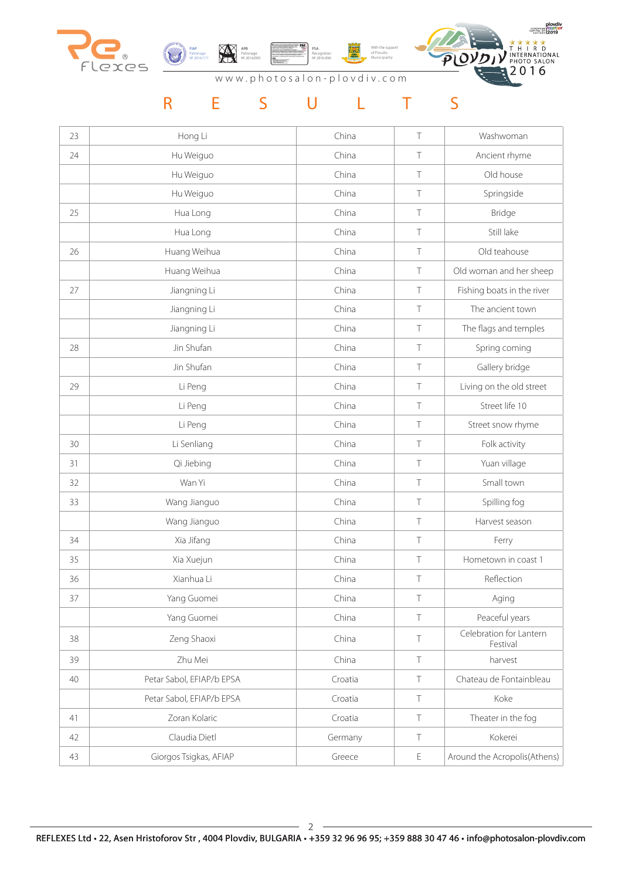# RESULTS

| | | | | |
|---|---|---|---|---|
| 23 | Hong Li | China | T | Washwoman |
| 24 | Hu Weiguo | China | T | Ancient rhyme |
| | Hu Weiguo | China | T | Old house |
| | Hu Weiguo | China | T | Springside |
| 25 | Hua Long | China | T | Bridge |
| | Hua Long | China | T | Still lake |
| 26 | Huang Weihua | China | T | Old teahouse |
| | Huang Weihua | China | T | Old woman and her sheep |
| 27 | Jiangning Li | China | T | Fishing boats in the river |
| | Jiangning Li | China | T | The ancient town |
| | Jiangning Li | China | T | The flags and temples |
| 28 | Jin Shufan | China | T | Spring coming |
| | Jin Shufan | China | T | Gallery bridge |
| 29 | Li Peng | China | T | Living on the old street |
| | Li Peng | China | T | Street life 10 |
| | Li Peng | China | T | Street snow rhyme |
| 30 | Li Senliang | China | T | Folk activity |
| 31 | Qi Jiebing | China | T | Yuan village |
| 32 | Wan Yi | China | T | Small town |
| 33 | Wang Jianguo | China | T | Spilling fog |
| | Wang Jianguo | China | T | Harvest season |
| 34 | Xia Jifang | China | T | Ferry |
| 35 | Xia Xuejun | China | T | Hometown in coast 1 |
| 36 | Xianhua Li | China | T | Reflection |
| 37 | Yang Guomei | China | T | Aging |
| | Yang Guomei | China | T | Peaceful years |
| 38 | Zeng Shaoxi | China | T | Celebration for Lantern Festival |
| 39 | Zhu Mei | China | T | harvest |
| 40 | Petar Sabol, EFIAP/b EPSA | Croatia | T | Chateau de Fontainbleau |
| | Petar Sabol, EFIAP/b EPSA | Croatia | T | Koke |
| 41 | Zoran Kolaric | Croatia | T | Theater in the fog |
| 42 | Claudia Dietl | Germany | T | Kokerei |
| 43 | Giorgos Tsigkas, AFIAP | Greece | E | Around the Acropolis(Athens) |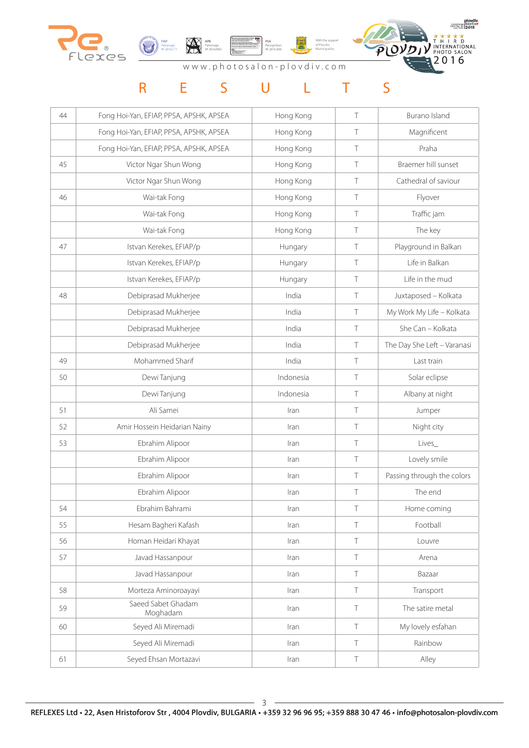www.photosalon-plovdiv.com

# R E S U L T S

| | | | | |
|---|---|---|---|---|
| 44 | Fong Hoi-Yan, EFIAP, PPSA, APSHK, APSEA | Hong Kong | T | Burano Island |
| | Fong Hoi-Yan, EFIAP, PPSA, APSHK, APSEA | Hong Kong | T | Magnificent |
| | Fong Hoi-Yan, EFIAP, PPSA, APSHK, APSEA | Hong Kong | T | Praha |
| 45 | Victor Ngar Shun Wong | Hong Kong | T | Braemer hill sunset |
| | Victor Ngar Shun Wong | Hong Kong | T | Cathedral of saviour |
| 46 | Wai-tak Fong | Hong Kong | T | Flyover |
| | Wai-tak Fong | Hong Kong | T | Traffic jam |
| | Wai-tak Fong | Hong Kong | T | The key |
| 47 | Istvan Kerekes, EFIAP/p | Hungary | T | Playground in Balkan |
| | Istvan Kerekes, EFIAP/p | Hungary | T | Life in Balkan |
| | Istvan Kerekes, EFIAP/p | Hungary | T | Life in the mud |
| 48 | Debiprasad Mukherjee | India | T | Juxtaposed – Kolkata |
| | Debiprasad Mukherjee | India | T | My Work My Life – Kolkata |
| | Debiprasad Mukherjee | India | T | She Can – Kolkata |
| | Debiprasad Mukherjee | India | T | The Day She Left – Varanasi |
| 49 | Mohammed Sharif | India | T | Last train |
| 50 | Dewi Tanjung | Indonesia | T | Solar eclipse |
| | Dewi Tanjung | Indonesia | T | Albany at night |
| 51 | Ali Samei | Iran | T | Jumper |
| 52 | Amir Hossein Heidarian Nainy | Iran | T | Night city |
| 53 | Ebrahim Alipoor | Iran | T | Lives_ |
| | Ebrahim Alipoor | Iran | T | Lovely smile |
| | Ebrahim Alipoor | Iran | T | Passing through the colors |
| | Ebrahim Alipoor | Iran | T | The end |
| 54 | Ebrahim Bahrami | Iran | T | Home coming |
| 55 | Hesam Bagheri Kafash | Iran | T | Football |
| 56 | Homan Heidari Khayat | Iran | T | Louvre |
| 57 | Javad Hassanpour | Iran | T | Arena |
| | Javad Hassanpour | Iran | T | Bazaar |
| 58 | Morteza Aminoroayayi | Iran | T | Transport |
| 59 | Saeed Sabet Ghadam Moghadam | Iran | T | The satire metal |
| 60 | Seyed Ali Miremadi | Iran | T | My lovely esfahan |
| | Seyed Ali Miremadi | Iran | T | Rainbow |
| 61 | Seyed Ehsan Mortazavi | Iran | T | Alley |

**REFLEXES Ltd • 22, Asen Hristoforov Str , 4004 Plovdiv, BULGARIA • +359 32 96 96 95; +359 888 30 47 46 • info@photosalon-plovdiv.com**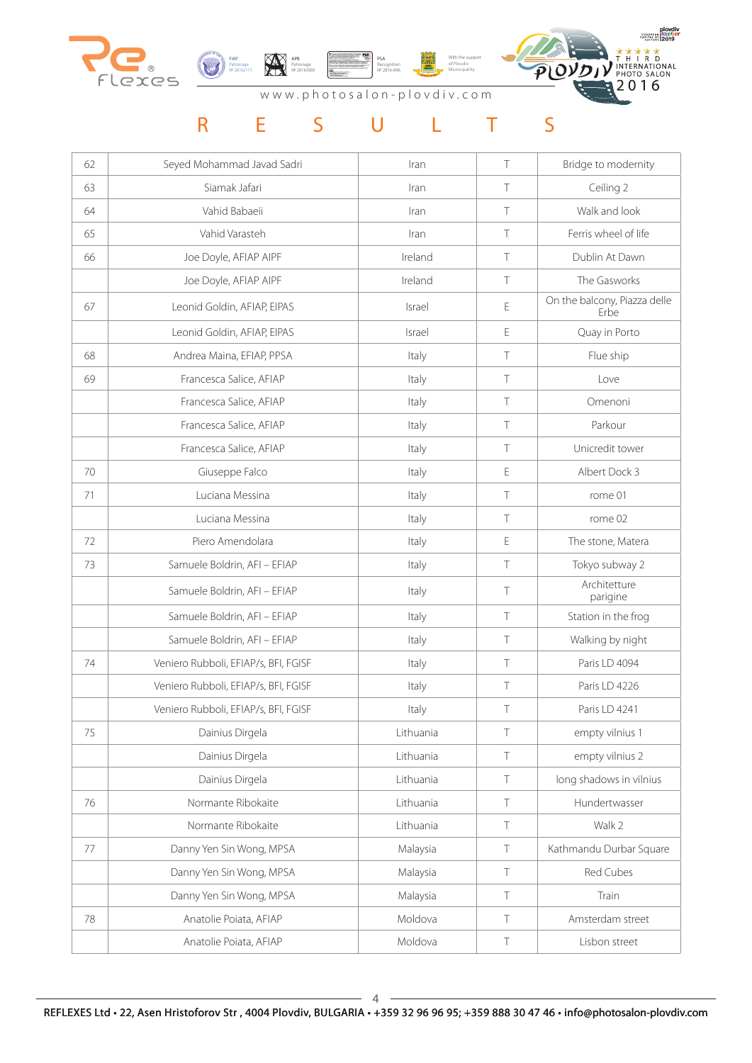# R E S U L T S

| | | | | |
|---|---|---|---|---|
| 62 | Seyed Mohammad Javad Sadri | Iran | T | Bridge to modernity |
| 63 | Siamak Jafari | Iran | T | Ceiling 2 |
| 64 | Vahid Babaeii | Iran | T | Walk and look |
| 65 | Vahid Varasteh | Iran | T | Ferris wheel of life |
| 66 | Joe Doyle, AFIAP AIPF | Ireland | T | Dublin At Dawn |
| | Joe Doyle, AFIAP AIPF | Ireland | T | The Gasworks |
| 67 | Leonid Goldin, AFIAP, EIPAS | Israel | E | On the balcony, Piazza delle Erbe |
| | Leonid Goldin, AFIAP, EIPAS | Israel | E | Quay in Porto |
| 68 | Andrea Maina, EFIAP, PPSA | Italy | T | Flue ship |
| 69 | Francesca Salice, AFIAP | Italy | T | Love |
| | Francesca Salice, AFIAP | Italy | T | Omenoni |
| | Francesca Salice, AFIAP | Italy | T | Parkour |
| | Francesca Salice, AFIAP | Italy | T | Unicredit tower |
| 70 | Giuseppe Falco | Italy | E | Albert Dock 3 |
| 71 | Luciana Messina | Italy | T | rome 01 |
| | Luciana Messina | Italy | T | rome 02 |
| 72 | Piero Amendolara | Italy | E | The stone, Matera |
| 73 | Samuele Boldrin, AFI – EFIAP | Italy | T | Tokyo subway 2 |
| | Samuele Boldrin, AFI – EFIAP | Italy | T | Architetture parigine |
| | Samuele Boldrin, AFI – EFIAP | Italy | T | Station in the frog |
| | Samuele Boldrin, AFI – EFIAP | Italy | T | Walking by night |
| 74 | Veniero Rubboli, EFIAP/s, BFI, FGISF | Italy | T | Paris LD 4094 |
| | Veniero Rubboli, EFIAP/s, BFI, FGISF | Italy | T | Paris LD 4226 |
| | Veniero Rubboli, EFIAP/s, BFI, FGISF | Italy | T | Paris LD 4241 |
| 75 | Dainius Dirgela | Lithuania | T | empty vilnius 1 |
| | Dainius Dirgela | Lithuania | T | empty vilnius 2 |
| | Dainius Dirgela | Lithuania | T | long shadows in vilnius |
| 76 | Normante Ribokaite | Lithuania | T | Hundertwasser |
| | Normante Ribokaite | Lithuania | T | Walk 2 |
| 77 | Danny Yen Sin Wong, MPSA | Malaysia | T | Kathmandu Durbar Square |
| | Danny Yen Sin Wong, MPSA | Malaysia | T | Red Cubes |
| | Danny Yen Sin Wong, MPSA | Malaysia | T | Train |
| 78 | Anatolie Poiata, AFIAP | Moldova | T | Amsterdam street |
| | Anatolie Poiata, AFIAP | Moldova | T | Lisbon street |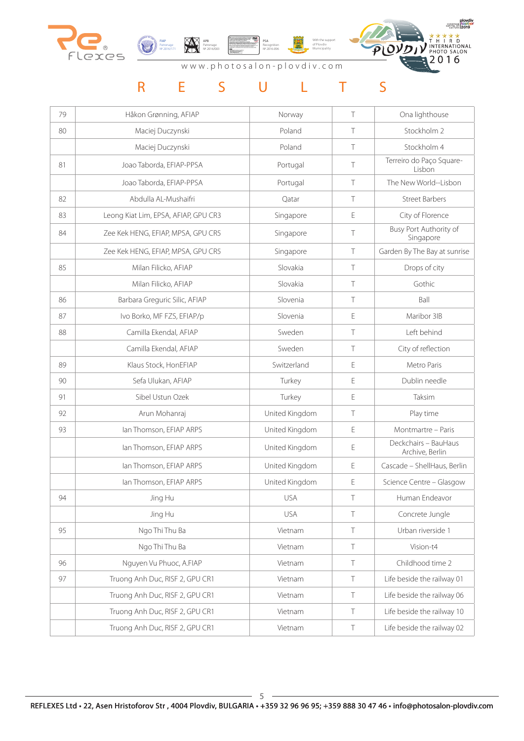www.photosalon-plovdiv.com

# R E S U L T S

| | | | | |
|---|---|---|---|---|
| 79 | Håkon Grønning, AFIAP | Norway | T | Ona lighthouse |
| 80 | Maciej Duczynski | Poland | T | Stockholm 2 |
| | Maciej Duczynski | Poland | T | Stockholm 4 |
| 81 | Joao Taborda, EFIAP-PPSA | Portugal | T | Terreiro do Paço Square-Lisbon |
| | Joao Taborda, EFIAP-PPSA | Portugal | T | The New World--Lisbon |
| 82 | Abdulla AL-Mushaifri | Qatar | T | Street Barbers |
| 83 | Leong Kiat Lim, EPSA, AFIAP, GPU CR3 | Singapore | E | City of Florence |
| 84 | Zee Kek HENG, EFIAP, MPSA, GPU CR5 | Singapore | T | Busy Port Authority of Singapore |
| | Zee Kek HENG, EFIAP, MPSA, GPU CR5 | Singapore | T | Garden By The Bay at sunrise |
| 85 | Milan Filicko, AFIAP | Slovakia | T | Drops of city |
| | Milan Filicko, AFIAP | Slovakia | T | Gothic |
| 86 | Barbara Greguric Silic, AFIAP | Slovenia | T | Ball |
| 87 | Ivo Borko, MF FZS, EFIAP/p | Slovenia | E | Maribor 3IB |
| 88 | Camilla Ekendal, AFIAP | Sweden | T | Left behind |
| | Camilla Ekendal, AFIAP | Sweden | T | City of reflection |
| 89 | Klaus Stock, HonEFIAP | Switzerland | E | Metro Paris |
| 90 | Sefa Ulukan, AFIAP | Turkey | E | Dublin needle |
| 91 | Sibel Ustun Ozek | Turkey | E | Taksim |
| 92 | Arun Mohanraj | United Kingdom | T | Play time |
| 93 | Ian Thomson, EFIAP ARPS | United Kingdom | E | Montmartre – Paris |
| | Ian Thomson, EFIAP ARPS | United Kingdom | E | Deckchairs – BauHaus Archive, Berlin |
| | Ian Thomson, EFIAP ARPS | United Kingdom | E | Cascade – ShellHaus, Berlin |
| | Ian Thomson, EFIAP ARPS | United Kingdom | E | Science Centre – Glasgow |
| 94 | Jing Hu | USA | T | Human Endeavor |
| | Jing Hu | USA | T | Concrete Jungle |
| 95 | Ngo Thi Thu Ba | Vietnam | T | Urban riverside 1 |
| | Ngo Thi Thu Ba | Vietnam | T | Vision-t4 |
| 96 | Nguyen Vu Phuoc, A.FIAP | Vietnam | T | Childhood time 2 |
| 97 | Truong Anh Duc, RISF 2, GPU CR1 | Vietnam | T | Life beside the railway 01 |
| | Truong Anh Duc, RISF 2, GPU CR1 | Vietnam | T | Life beside the railway 06 |
| | Truong Anh Duc, RISF 2, GPU CR1 | Vietnam | T | Life beside the railway 10 |
| | Truong Anh Duc, RISF 2, GPU CR1 | Vietnam | T | Life beside the railway 02 |

**REFLEXES Ltd • 22, Asen Hristoforov Str , 4004 Plovdiv, BULGARIA • +359 32 96 96 95; +359 888 30 47 46 • info@photosalon-plovdiv.com**